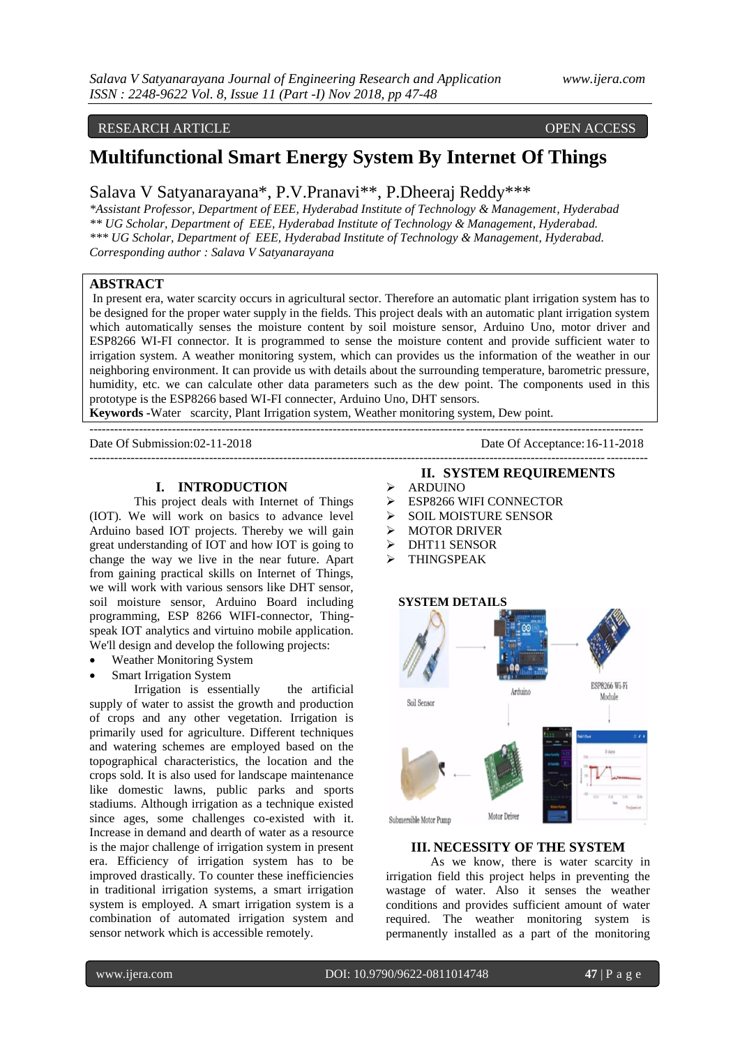RESEARCH ARTICLE OPEN ACCESS

# Multifunctional Smart Energy System By Internet Of Things

Salava V Satyanarayana*, P.V.Pranavi**, P.Dheeraj Reddy***

*\*Assistant Professor, Department of EEE, Hyderabad Institute of Technology & Management, Hyderabad*
*\*\* UG Scholar, Department of EEE, Hyderabad Institute of Technology & Management, Hyderabad.*
*\*\*\* UG Scholar, Department of EEE, Hyderabad Institute of Technology & Management, Hyderabad.*
*Corresponding author : Salava V Satyanarayana*

## ABSTRACT

In present era, water scarcity occurs in agricultural sector. Therefore an automatic plant irrigation system has to be designed for the proper water supply in the fields. This project deals with an automatic plant irrigation system which automatically senses the moisture content by soil moisture sensor, Arduino Uno, motor driver and ESP8266 WI-FI connector. It is programmed to sense the moisture content and provide sufficient water to irrigation system. A weather monitoring system, which can provides us the information of the weather in our neighboring environment. It can provide us with details about the surrounding temperature, barometric pressure, humidity, etc. we can calculate other data parameters such as the dew point. The components used in this prototype is the ESP8266 based WI-FI connecter, Arduino Uno, DHT sensors.

**Keywords -**Water scarcity, Plant Irrigation system, Weather monitoring system, Dew point.

Date Of Submission:02-11-2018 Date Of Acceptance:16-11-2018

## I. INTRODUCTION

This project deals with Internet of Things (IOT). We will work on basics to advance level Arduino based IOT projects. Thereby we will gain great understanding of IOT and how IOT is going to change the way we live in the near future. Apart from gaining practical skills on Internet of Things, we will work with various sensors like DHT sensor, soil moisture sensor, Arduino Board including programming, ESP 8266 WIFI-connector, Thing-speak IOT analytics and virtuino mobile application. We'll design and develop the following projects:

- Weather Monitoring System
- Smart Irrigation System

Irrigation is essentially the artificial supply of water to assist the growth and production of crops and any other vegetation. Irrigation is primarily used for agriculture. Different techniques and watering schemes are employed based on the topographical characteristics, the location and the crops sold. It is also used for landscape maintenance like domestic lawns, public parks and sports stadiums. Although irrigation as a technique existed since ages, some challenges co-existed with it. Increase in demand and dearth of water as a resource is the major challenge of irrigation system in present era. Efficiency of irrigation system has to be improved drastically. To counter these inefficiencies in traditional irrigation systems, a smart irrigation system is employed. A smart irrigation system is a combination of automated irrigation system and sensor network which is accessible remotely.

## II. SYSTEM REQUIREMENTS

- ARDUINO
- ESP8266 WIFI CONNECTOR
- SOIL MOISTURE SENSOR
- MOTOR DRIVER
- DHT11 SENSOR
- THINGSPEAK

**SYSTEM DETAILS**

Soil Sensor → Arduino → ESP8266 Wi-Fi Module

Submersible Motor Pump ← Motor Driver

## III. NECESSITY OF THE SYSTEM

As we know, there is water scarcity in irrigation field this project helps in preventing the wastage of water. Also it senses the weather conditions and provides sufficient amount of water required. The weather monitoring system is permanently installed as a part of the monitoring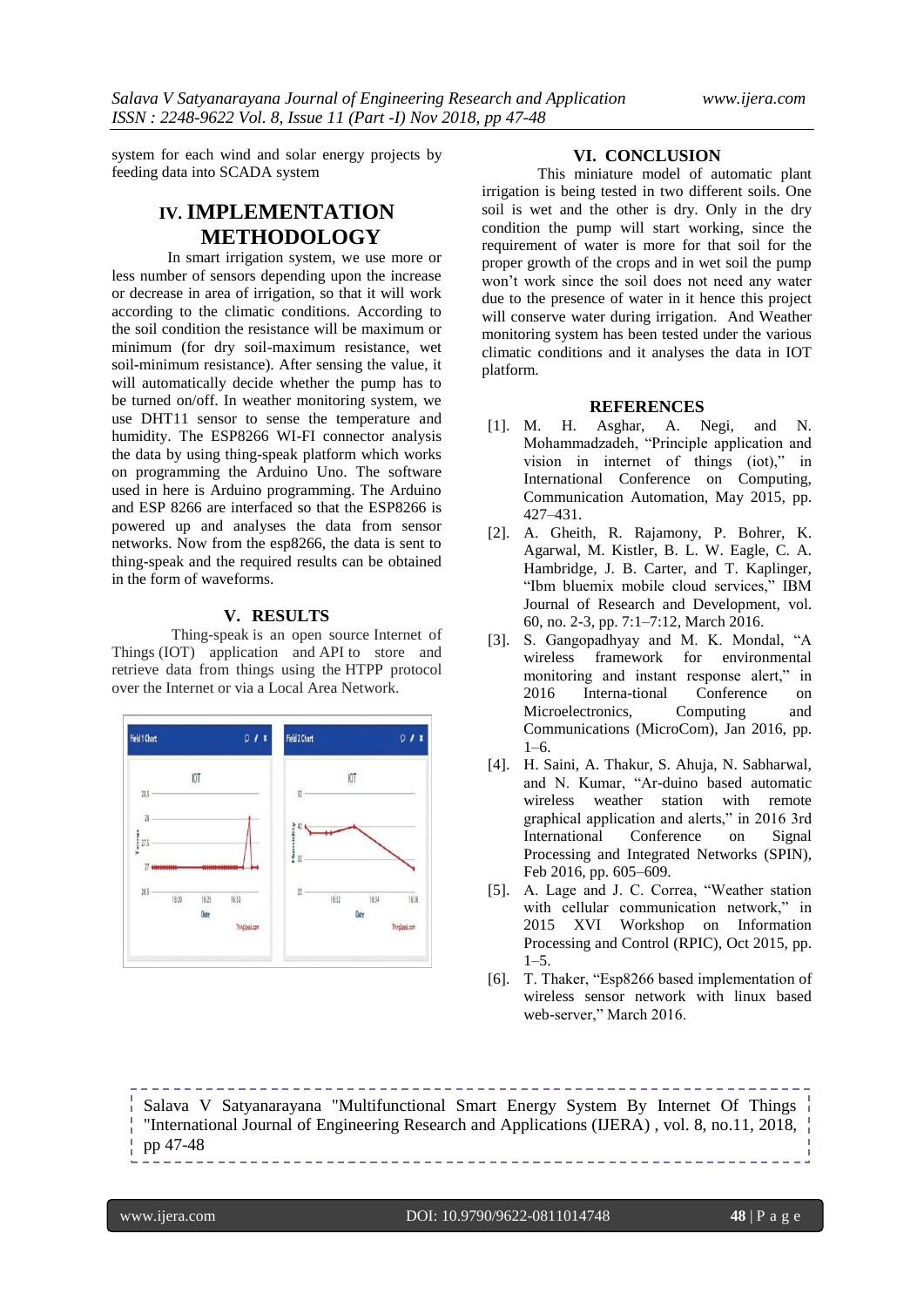system for each wind and solar energy projects by feeding data into SCADA system

## IV. IMPLEMENTATION METHODOLOGY

In smart irrigation system, we use more or less number of sensors depending upon the increase or decrease in area of irrigation, so that it will work according to the climatic conditions. According to the soil condition the resistance will be maximum or minimum (for dry soil-maximum resistance, wet soil-minimum resistance). After sensing the value, it will automatically decide whether the pump has to be turned on/off. In weather monitoring system, we use DHT11 sensor to sense the temperature and humidity. The ESP8266 WI-FI connector analysis the data by using thing-speak platform which works on programming the Arduino Uno. The software used in here is Arduino programming. The Arduino and ESP 8266 are interfaced so that the ESP8266 is powered up and analyses the data from sensor networks. Now from the esp8266, the data is sent to thing-speak and the required results can be obtained in the form of waveforms.

## V. RESULTS

Thing-speak is an open source Internet of Things (IOT) application and API to store and retrieve data from things using the HTPP protocol over the Internet or via a Local Area Network.

Field 1 Chart
IOT
28.5
28
27.5
27
26.5
16:20
16:25
16:30
Date
Temp
ThingSpeak.com

Field 2 Chart
IOT
50
40
30
20
16:32
16:34
16:36
Date
Humidity
ThingSpeak.com

## VI. CONCLUSION

This miniature model of automatic plant irrigation is being tested in two different soils. One soil is wet and the other is dry. Only in the dry condition the pump will start working, since the requirement of water is more for that soil for the proper growth of the crops and in wet soil the pump won't work since the soil does not need any water due to the presence of water in it hence this project will conserve water during irrigation. And Weather monitoring system has been tested under the various climatic conditions and it analyses the data in IOT platform.

## REFERENCES

[1]. M. H. Asghar, A. Negi, and N. Mohammadzadeh, "Principle application and vision in internet of things (iot)," in International Conference on Computing, Communication Automation, May 2015, pp. 427–431.

[2]. A. Gheith, R. Rajamony, P. Bohrer, K. Agarwal, M. Kistler, B. L. W. Eagle, C. A. Hambridge, J. B. Carter, and T. Kaplinger, "Ibm bluemix mobile cloud services," IBM Journal of Research and Development, vol. 60, no. 2-3, pp. 7:1–7:12, March 2016.

[3]. S. Gangopadhyay and M. K. Mondal, "A wireless framework for environmental monitoring and instant response alert," in 2016 Interna-tional Conference on Microelectronics, Computing and Communications (MicroCom), Jan 2016, pp. 1–6.

[4]. H. Saini, A. Thakur, S. Ahuja, N. Sabharwal, and N. Kumar, "Ar-duino based automatic wireless weather station with remote graphical application and alerts," in 2016 3rd International Conference on Signal Processing and Integrated Networks (SPIN), Feb 2016, pp. 605–609.

[5]. A. Lage and J. C. Correa, "Weather station with cellular communication network," in 2015 XVI Workshop on Information Processing and Control (RPIC), Oct 2015, pp. 1–5.

[6]. T. Thaker, "Esp8266 based implementation of wireless sensor network with linux based web-server," March 2016.

Salava V Satyanarayana "Multifunctional Smart Energy System By Internet Of Things "International Journal of Engineering Research and Applications (IJERA) , vol. 8, no.11, 2018, pp 47-48